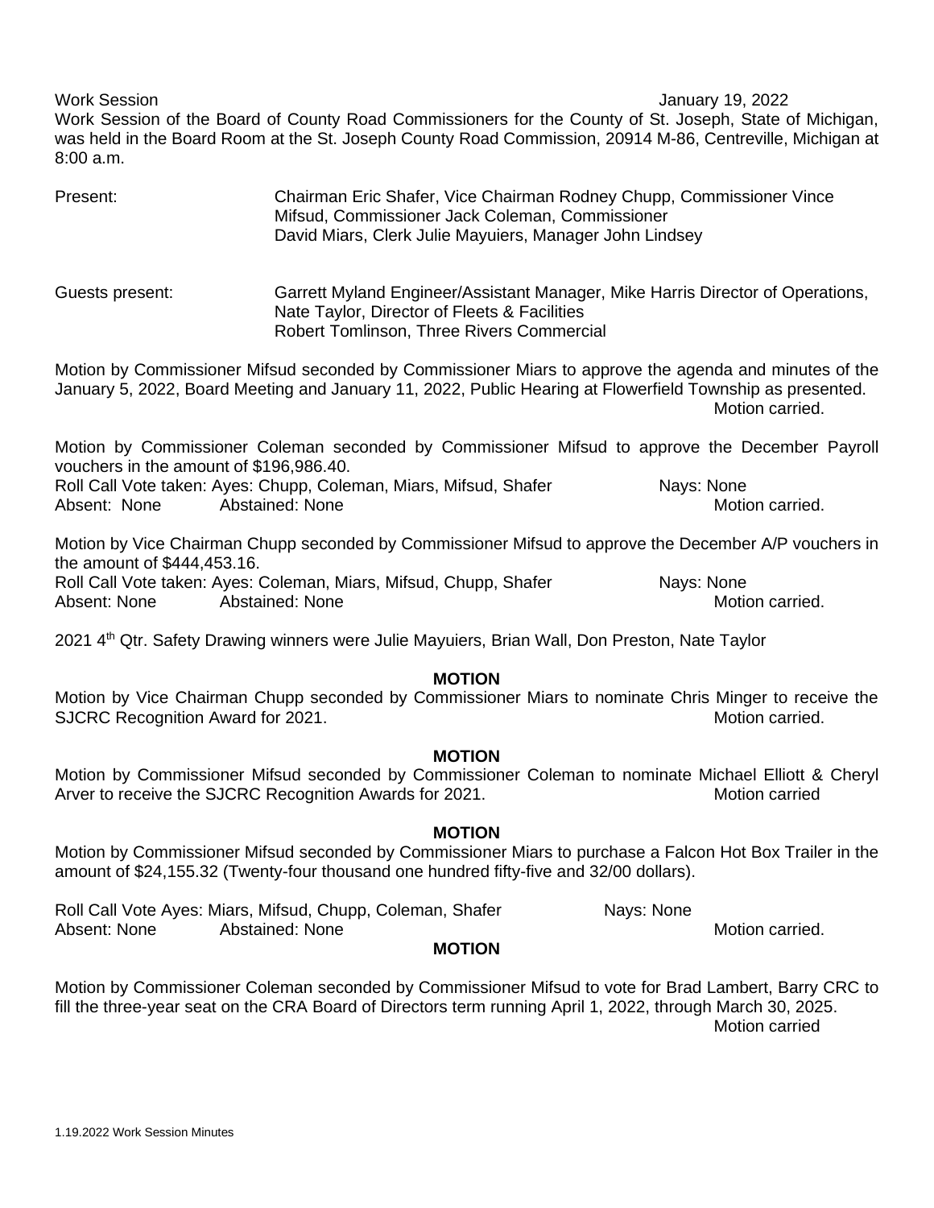Work Session January 19, 2022

Work Session of the Board of County Road Commissioners for the County of St. Joseph, State of Michigan, was held in the Board Room at the St. Joseph County Road Commission, 20914 M-86, Centreville, Michigan at 8:00 a.m.

Present: Chairman Eric Shafer, Vice Chairman Rodney Chupp, Commissioner Vince Mifsud, Commissioner Jack Coleman, Commissioner David Miars, Clerk Julie Mayuiers, Manager John Lindsey

Guests present: Garrett Myland Engineer/Assistant Manager, Mike Harris Director of Operations, Nate Taylor, Director of Fleets & Facilities
Robert Tomlinson, Three Rivers Commercial

Motion by Commissioner Mifsud seconded by Commissioner Miars to approve the agenda and minutes of the January 5, 2022, Board Meeting and January 11, 2022, Public Hearing at Flowerfield Township as presented.
Motion carried.

Motion by Commissioner Coleman seconded by Commissioner Mifsud to approve the December Payroll vouchers in the amount of $196,986.40.
Roll Call Vote taken: Ayes: Chupp, Coleman, Miars, Mifsud, Shafer Nays: None
Absent: None Abstained: None Motion carried.

Motion by Vice Chairman Chupp seconded by Commissioner Mifsud to approve the December A/P vouchers in the amount of $444,453.16.
Roll Call Vote taken: Ayes: Coleman, Miars, Mifsud, Chupp, Shafer Nays: None
Absent: None Abstained: None Motion carried.

2021 4th Qtr. Safety Drawing winners were Julie Mayuiers, Brian Wall, Don Preston, Nate Taylor

**MOTION**

Motion by Vice Chairman Chupp seconded by Commissioner Miars to nominate Chris Minger to receive the SJCRC Recognition Award for 2021. Motion carried.

**MOTION**

Motion by Commissioner Mifsud seconded by Commissioner Coleman to nominate Michael Elliott & Cheryl Arver to receive the SJCRC Recognition Awards for 2021. Motion carried

**MOTION**

Motion by Commissioner Mifsud seconded by Commissioner Miars to purchase a Falcon Hot Box Trailer in the amount of $24,155.32 (Twenty-four thousand one hundred fifty-five and 32/00 dollars).

Roll Call Vote Ayes: Miars, Mifsud, Chupp, Coleman, Shafer Nays: None
Absent: None Abstained: None Motion carried.

**MOTION**

Motion by Commissioner Coleman seconded by Commissioner Mifsud to vote for Brad Lambert, Barry CRC to fill the three-year seat on the CRA Board of Directors term running April 1, 2022, through March 30, 2025.
Motion carried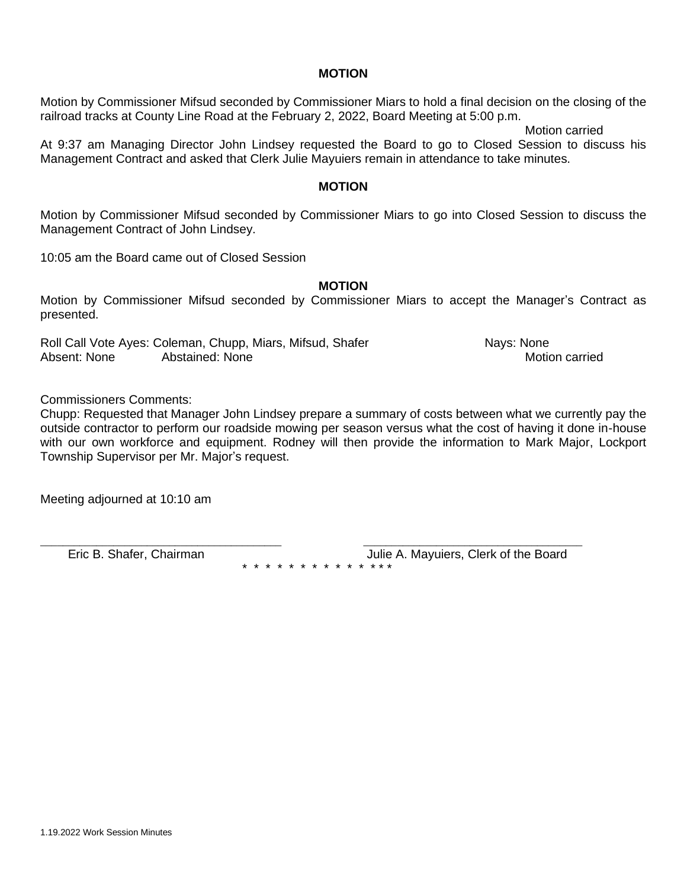**MOTION**

Motion by Commissioner Mifsud seconded by Commissioner Miars to hold a final decision on the closing of the railroad tracks at County Line Road at the February 2, 2022, Board Meeting at 5:00 p.m.

Motion carried

At 9:37 am Managing Director John Lindsey requested the Board to go to Closed Session to discuss his Management Contract and asked that Clerk Julie Mayuiers remain in attendance to take minutes.

**MOTION**

Motion by Commissioner Mifsud seconded by Commissioner Miars to go into Closed Session to discuss the Management Contract of John Lindsey.

10:05 am the Board came out of Closed Session

**MOTION**

Motion by Commissioner Mifsud seconded by Commissioner Miars to accept the Manager's Contract as presented.

Roll Call Vote Ayes: Coleman, Chupp, Miars, Mifsud, Shafer Nays: None
Absent: None Abstained: None Motion carried

Commissioners Comments:
Chupp: Requested that Manager John Lindsey prepare a summary of costs between what we currently pay the outside contractor to perform our roadside mowing per season versus what the cost of having it done in-house with our own workforce and equipment. Rodney will then provide the information to Mark Major, Lockport Township Supervisor per Mr. Major's request.

Meeting adjourned at 10:10 am

_________________________________ _________________________________
Eric B. Shafer, Chairman Julie A. Mayuiers, Clerk of the Board

* * * * * * * * * * * * * * *